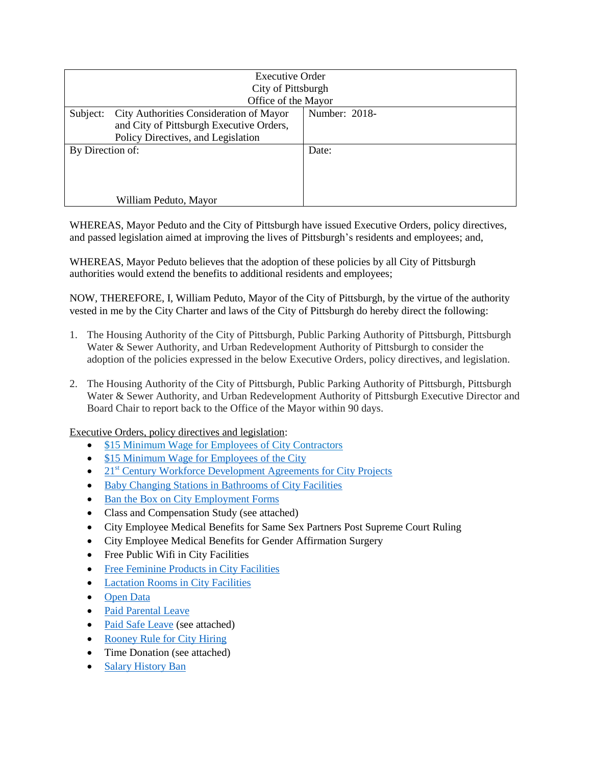| Executive Order<br>City of Pittsburgh<br>Office of the Mayor | |
|---|---|
| Subject: City Authorities Consideration of Mayor and City of Pittsburgh Executive Orders, Policy Directives, and Legislation | Number: 2018- |
| By Direction of:<br><br>William Peduto, Mayor | Date: |

WHEREAS, Mayor Peduto and the City of Pittsburgh have issued Executive Orders, policy directives, and passed legislation aimed at improving the lives of Pittsburgh's residents and employees; and,

WHEREAS, Mayor Peduto believes that the adoption of these policies by all City of Pittsburgh authorities would extend the benefits to additional residents and employees;

NOW, THEREFORE, I, William Peduto, Mayor of the City of Pittsburgh, by the virtue of the authority vested in me by the City Charter and laws of the City of Pittsburgh do hereby direct the following:

1. The Housing Authority of the City of Pittsburgh, Public Parking Authority of Pittsburgh, Pittsburgh Water & Sewer Authority, and Urban Redevelopment Authority of Pittsburgh to consider the adoption of the policies expressed in the below Executive Orders, policy directives, and legislation.

2. The Housing Authority of the City of Pittsburgh, Public Parking Authority of Pittsburgh, Pittsburgh Water & Sewer Authority, and Urban Redevelopment Authority of Pittsburgh Executive Director and Board Chair to report back to the Office of the Mayor within 90 days.

Executive Orders, policy directives and legislation:

- $15 Minimum Wage for Employees of City Contractors
- $15 Minimum Wage for Employees of the City
- 21st Century Workforce Development Agreements for City Projects
- Baby Changing Stations in Bathrooms of City Facilities
- Ban the Box on City Employment Forms
- Class and Compensation Study (see attached)
- City Employee Medical Benefits for Same Sex Partners Post Supreme Court Ruling
- City Employee Medical Benefits for Gender Affirmation Surgery
- Free Public Wifi in City Facilities
- Free Feminine Products in City Facilities
- Lactation Rooms in City Facilities
- Open Data
- Paid Parental Leave
- Paid Safe Leave (see attached)
- Rooney Rule for City Hiring
- Time Donation (see attached)
- Salary History Ban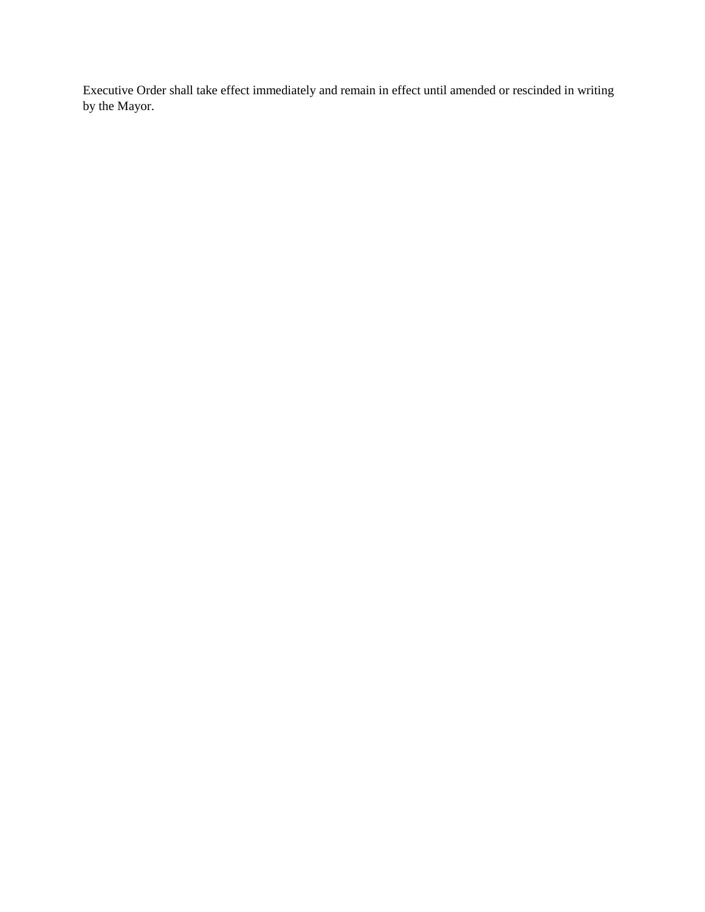Executive Order shall take effect immediately and remain in effect until amended or rescinded in writing by the Mayor.